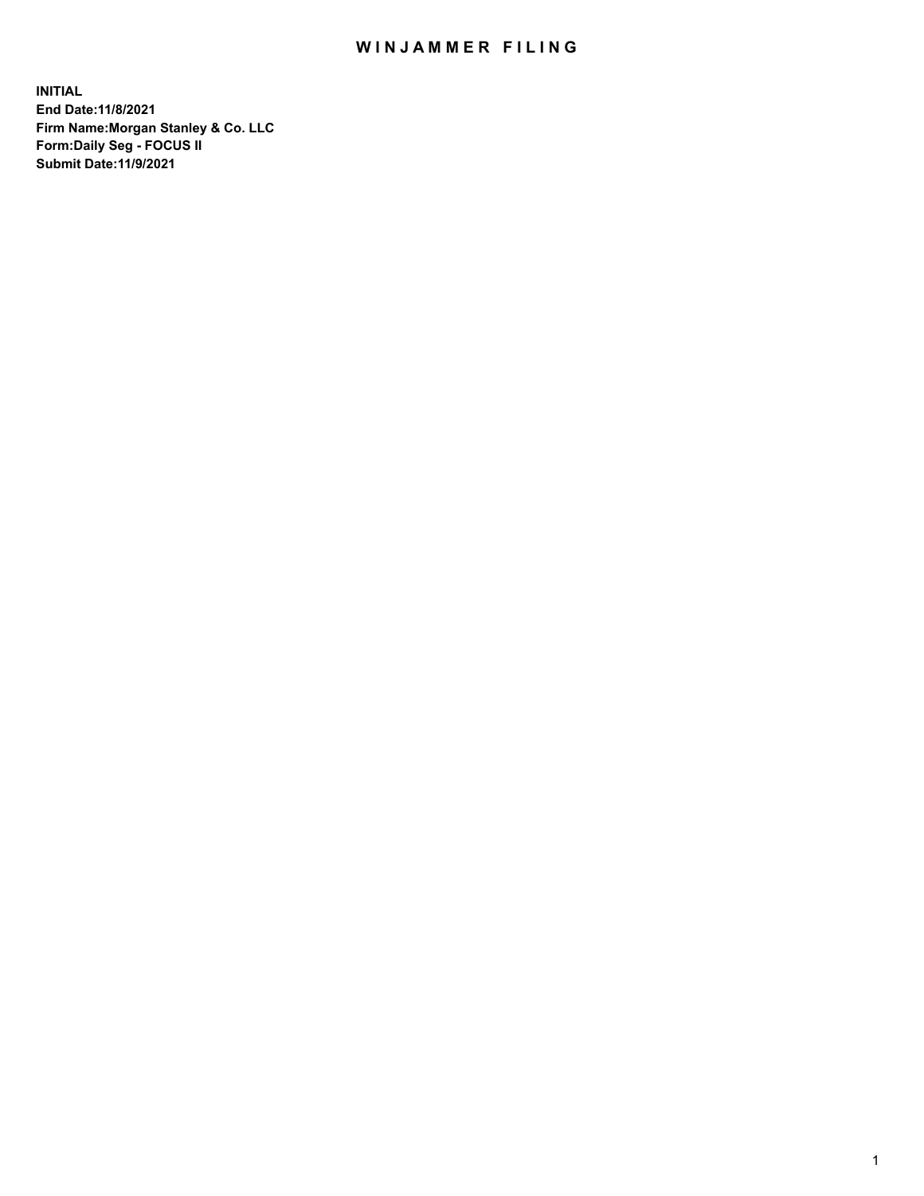# WINJAMMER FILING

**INITIAL**
**End Date:11/8/2021**
**Firm Name:Morgan Stanley & Co. LLC**
**Form:Daily Seg - FOCUS II**
**Submit Date:11/9/2021**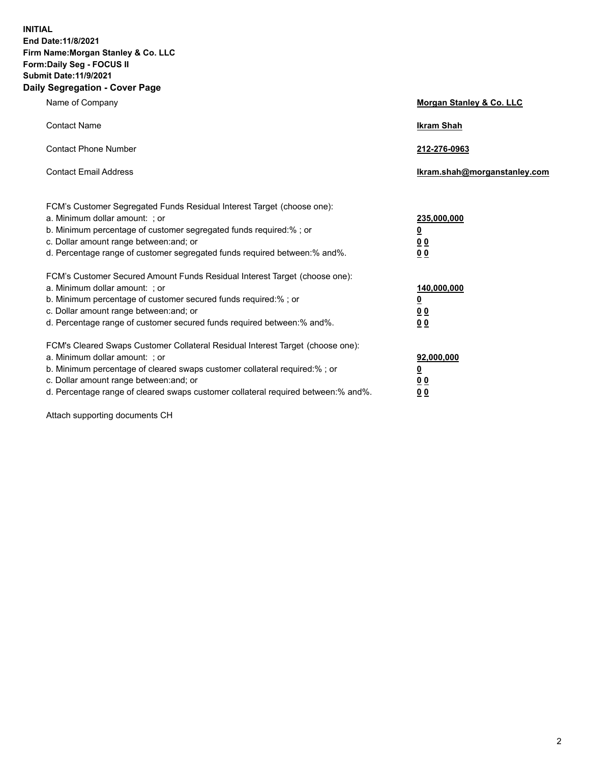**INITIAL**
**End Date:11/8/2021**
**Firm Name:Morgan Stanley & Co. LLC**
**Form:Daily Seg - FOCUS II**
**Submit Date:11/9/2021**

## Daily Segregation - Cover Page

| | |
|---|---|
| Name of Company | **Morgan Stanley & Co. LLC** |
| Contact Name | **Ikram Shah** |
| Contact Phone Number | **212-276-0963** |
| Contact Email Address | **Ikram.shah@morganstanley.com** |

FCM's Customer Segregated Funds Residual Interest Target (choose one):

| | |
|---|---|
| a. Minimum dollar amount: ; or | **235,000,000** |
| b. Minimum percentage of customer segregated funds required:% ; or | **0** |
| c. Dollar amount range between:and; or | **0 0** |
| d. Percentage range of customer segregated funds required between:% and%. | **0 0** |

FCM's Customer Secured Amount Funds Residual Interest Target (choose one):

| | |
|---|---|
| a. Minimum dollar amount: ; or | **140,000,000** |
| b. Minimum percentage of customer secured funds required:% ; or | **0** |
| c. Dollar amount range between:and; or | **0 0** |
| d. Percentage range of customer secured funds required between:% and%. | **0 0** |

FCM's Cleared Swaps Customer Collateral Residual Interest Target (choose one):

| | |
|---|---|
| a. Minimum dollar amount: ; or | **92,000,000** |
| b. Minimum percentage of cleared swaps customer collateral required:% ; or | **0** |
| c. Dollar amount range between:and; or | **0 0** |
| d. Percentage range of cleared swaps customer collateral required between:% and%. | **0 0** |

Attach supporting documents CH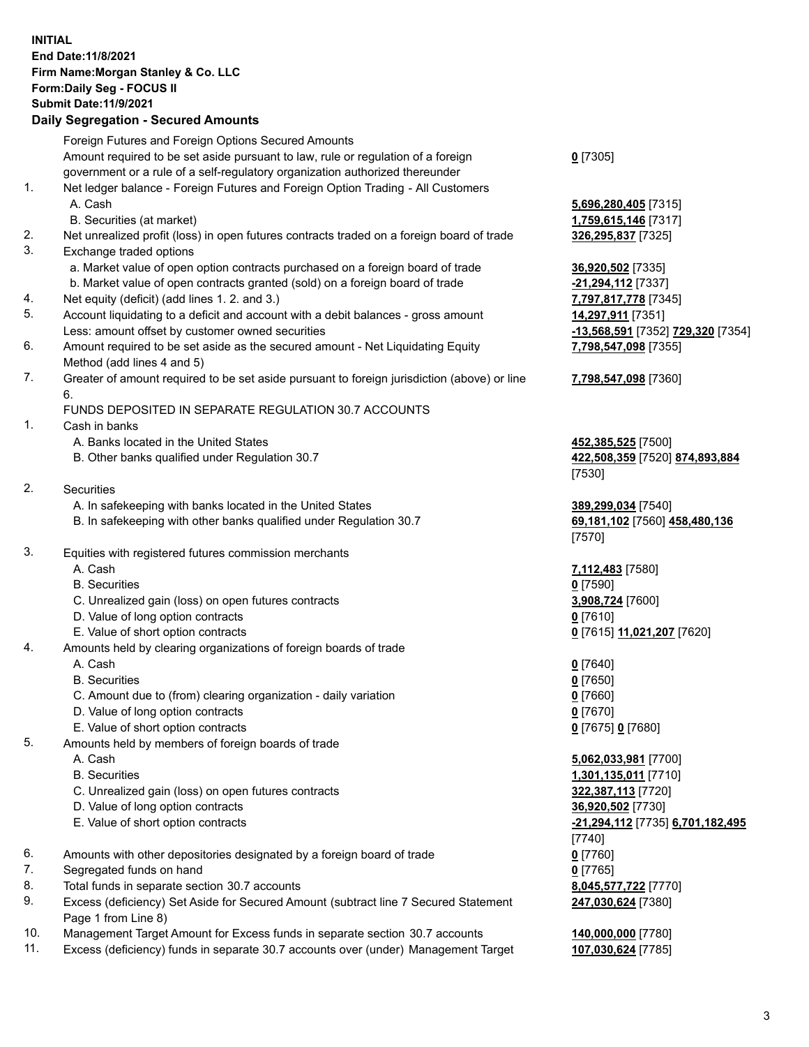**INITIAL**
**End Date:11/8/2021**
**Firm Name:Morgan Stanley & Co. LLC**
**Form:Daily Seg - FOCUS II**
**Submit Date:11/9/2021**

## Daily Segregation - Secured Amounts

| | | |
|---|---|---|
| | Foreign Futures and Foreign Options Secured Amounts | |
| | Amount required to be set aside pursuant to law, rule or regulation of a foreign government or a rule of a self-regulatory organization authorized thereunder | **0** [7305] |
| 1. | Net ledger balance - Foreign Futures and Foreign Option Trading - All Customers | |
| | A. Cash | **5,696,280,405** [7315] |
| | B. Securities (at market) | **1,759,615,146** [7317] |
| 2. | Net unrealized profit (loss) in open futures contracts traded on a foreign board of trade | **326,295,837** [7325] |
| 3. | Exchange traded options | |
| | a. Market value of open option contracts purchased on a foreign board of trade | **36,920,502** [7335] |
| | b. Market value of open contracts granted (sold) on a foreign board of trade | **-21,294,112** [7337] |
| 4. | Net equity (deficit) (add lines 1. 2. and 3.) | **7,797,817,778** [7345] |
| 5. | Account liquidating to a deficit and account with a debit balances - gross amount | **14,297,911** [7351] |
| | Less: amount offset by customer owned securities | **-13,568,591** [7352] **729,320** [7354] |
| 6. | Amount required to be set aside as the secured amount - Net Liquidating Equity Method (add lines 4 and 5) | **7,798,547,098** [7355] |
| 7. | Greater of amount required to be set aside pursuant to foreign jurisdiction (above) or line 6. | **7,798,547,098** [7360] |
| | FUNDS DEPOSITED IN SEPARATE REGULATION 30.7 ACCOUNTS | |
| 1. | Cash in banks | |
| | A. Banks located in the United States | **452,385,525** [7500] |
| | B. Other banks qualified under Regulation 30.7 | **422,508,359** [7520] **874,893,884** [7530] |
| 2. | Securities | |
| | A. In safekeeping with banks located in the United States | **389,299,034** [7540] |
| | B. In safekeeping with other banks qualified under Regulation 30.7 | **69,181,102** [7560] **458,480,136** [7570] |
| 3. | Equities with registered futures commission merchants | |
| | A. Cash | **7,112,483** [7580] |
| | B. Securities | **0** [7590] |
| | C. Unrealized gain (loss) on open futures contracts | **3,908,724** [7600] |
| | D. Value of long option contracts | **0** [7610] |
| | E. Value of short option contracts | **0** [7615] **11,021,207** [7620] |
| 4. | Amounts held by clearing organizations of foreign boards of trade | |
| | A. Cash | **0** [7640] |
| | B. Securities | **0** [7650] |
| | C. Amount due to (from) clearing organization - daily variation | **0** [7660] |
| | D. Value of long option contracts | **0** [7670] |
| | E. Value of short option contracts | **0** [7675] **0** [7680] |
| 5. | Amounts held by members of foreign boards of trade | |
| | A. Cash | **5,062,033,981** [7700] |
| | B. Securities | **1,301,135,011** [7710] |
| | C. Unrealized gain (loss) on open futures contracts | **322,387,113** [7720] |
| | D. Value of long option contracts | **36,920,502** [7730] |
| | E. Value of short option contracts | **-21,294,112** [7735] **6,701,182,495** [7740] |
| 6. | Amounts with other depositories designated by a foreign board of trade | **0** [7760] |
| 7. | Segregated funds on hand | **0** [7765] |
| 8. | Total funds in separate section 30.7 accounts | **8,045,577,722** [7770] |
| 9. | Excess (deficiency) Set Aside for Secured Amount (subtract line 7 Secured Statement Page 1 from Line 8) | **247,030,624** [7380] |
| 10. | Management Target Amount for Excess funds in separate section 30.7 accounts | **140,000,000** [7780] |
| 11. | Excess (deficiency) funds in separate 30.7 accounts over (under) Management Target | **107,030,624** [7785] |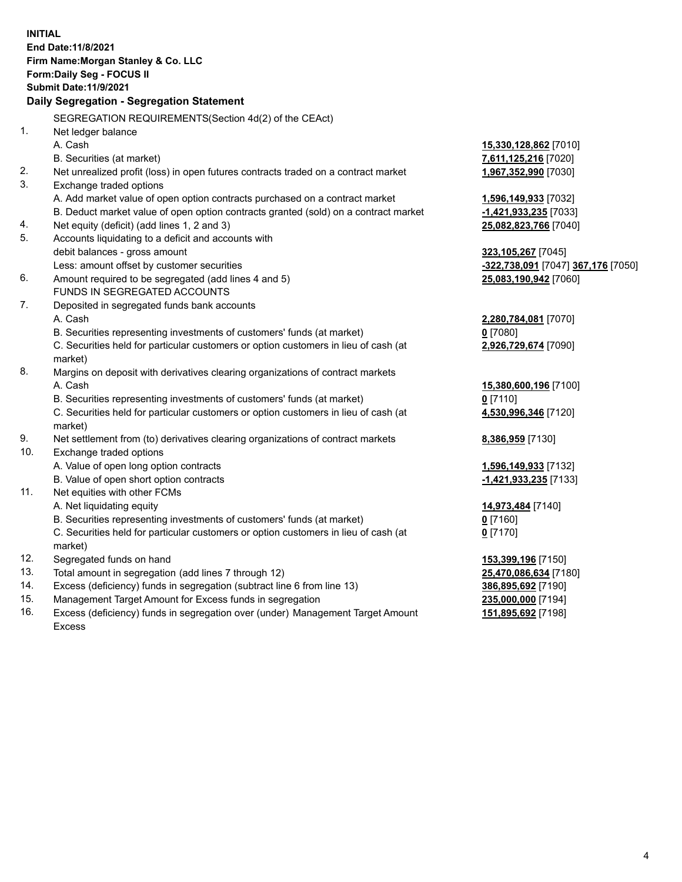**INITIAL**
**End Date:11/8/2021**
**Firm Name:Morgan Stanley & Co. LLC**
**Form:Daily Seg - FOCUS II**
**Submit Date:11/9/2021**

**Daily Segregation - Segregation Statement**

SEGREGATION REQUIREMENTS(Section 4d(2) of the CEAct)

| | | |
|---|---|---|
| 1. | Net ledger balance | |
| | A. Cash | **15,330,128,862** [7010] |
| | B. Securities (at market) | **7,611,125,216** [7020] |
| 2. | Net unrealized profit (loss) in open futures contracts traded on a contract market | **1,967,352,990** [7030] |
| 3. | Exchange traded options | |
| | A. Add market value of open option contracts purchased on a contract market | **1,596,149,933** [7032] |
| | B. Deduct market value of open option contracts granted (sold) on a contract market | **-1,421,933,235** [7033] |
| 4. | Net equity (deficit) (add lines 1, 2 and 3) | **25,082,823,766** [7040] |
| 5. | Accounts liquidating to a deficit and accounts with | |
| | debit balances - gross amount | **323,105,267** [7045] |
| | Less: amount offset by customer securities | **-322,738,091** [7047] **367,176** [7050] |
| 6. | Amount required to be segregated (add lines 4 and 5) | **25,083,190,942** [7060] |
| | FUNDS IN SEGREGATED ACCOUNTS | |
| 7. | Deposited in segregated funds bank accounts | |
| | A. Cash | **2,280,784,081** [7070] |
| | B. Securities representing investments of customers' funds (at market) | **0** [7080] |
| | C. Securities held for particular customers or option customers in lieu of cash (at market) | **2,926,729,674** [7090] |
| 8. | Margins on deposit with derivatives clearing organizations of contract markets | |
| | A. Cash | **15,380,600,196** [7100] |
| | B. Securities representing investments of customers' funds (at market) | **0** [7110] |
| | C. Securities held for particular customers or option customers in lieu of cash (at market) | **4,530,996,346** [7120] |
| 9. | Net settlement from (to) derivatives clearing organizations of contract markets | **8,386,959** [7130] |
| 10. | Exchange traded options | |
| | A. Value of open long option contracts | **1,596,149,933** [7132] |
| | B. Value of open short option contracts | **-1,421,933,235** [7133] |
| 11. | Net equities with other FCMs | |
| | A. Net liquidating equity | **14,973,484** [7140] |
| | B. Securities representing investments of customers' funds (at market) | **0** [7160] |
| | C. Securities held for particular customers or option customers in lieu of cash (at market) | **0** [7170] |
| 12. | Segregated funds on hand | **153,399,196** [7150] |
| 13. | Total amount in segregation (add lines 7 through 12) | **25,470,086,634** [7180] |
| 14. | Excess (deficiency) funds in segregation (subtract line 6 from line 13) | **386,895,692** [7190] |
| 15. | Management Target Amount for Excess funds in segregation | **235,000,000** [7194] |
| 16. | Excess (deficiency) funds in segregation over (under) Management Target Amount Excess | **151,895,692** [7198] |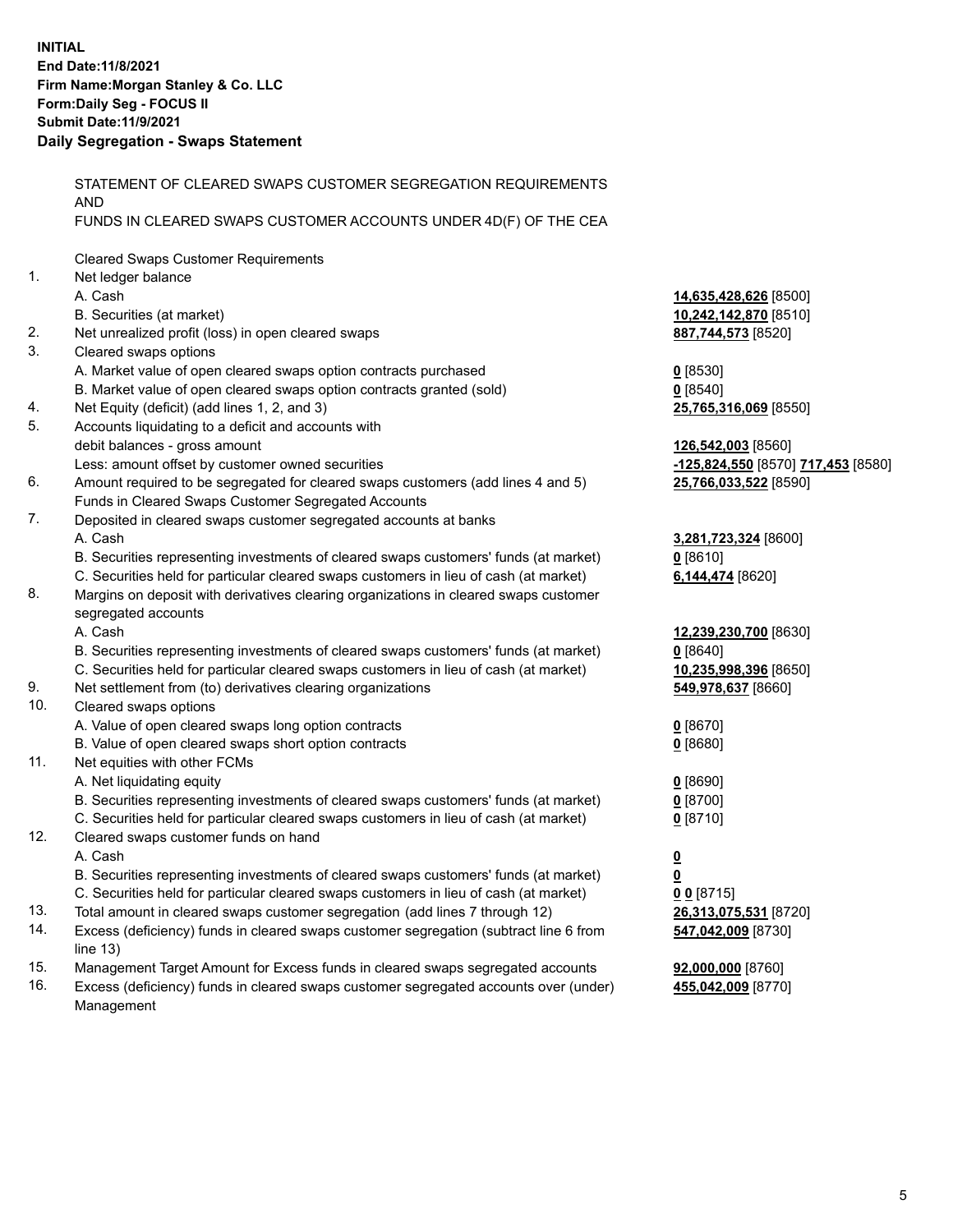**INITIAL**
**End Date:11/8/2021**
**Firm Name:Morgan Stanley & Co. LLC**
**Form:Daily Seg - FOCUS II**
**Submit Date:11/9/2021**
**Daily Segregation - Swaps Statement**

STATEMENT OF CLEARED SWAPS CUSTOMER SEGREGATION REQUIREMENTS AND FUNDS IN CLEARED SWAPS CUSTOMER ACCOUNTS UNDER 4D(F) OF THE CEA

| | | |
|---|---|---|
| | Cleared Swaps Customer Requirements | |
| 1. | Net ledger balance | |
| | A. Cash | **14,635,428,626** [8500] |
| | B. Securities (at market) | **10,242,142,870** [8510] |
| 2. | Net unrealized profit (loss) in open cleared swaps | **887,744,573** [8520] |
| 3. | Cleared swaps options | |
| | A. Market value of open cleared swaps option contracts purchased | **0** [8530] |
| | B. Market value of open cleared swaps option contracts granted (sold) | **0** [8540] |
| 4. | Net Equity (deficit) (add lines 1, 2, and 3) | **25,765,316,069** [8550] |
| 5. | Accounts liquidating to a deficit and accounts with debit balances - gross amount | **126,542,003** [8560] |
| | Less: amount offset by customer owned securities | **-125,824,550** [8570] **717,453** [8580] |
| 6. | Amount required to be segregated for cleared swaps customers (add lines 4 and 5) | **25,766,033,522** [8590] |
| | Funds in Cleared Swaps Customer Segregated Accounts | |
| 7. | Deposited in cleared swaps customer segregated accounts at banks | |
| | A. Cash | **3,281,723,324** [8600] |
| | B. Securities representing investments of cleared swaps customers' funds (at market) | **0** [8610] |
| | C. Securities held for particular cleared swaps customers in lieu of cash (at market) | **6,144,474** [8620] |
| 8. | Margins on deposit with derivatives clearing organizations in cleared swaps customer segregated accounts | |
| | A. Cash | **12,239,230,700** [8630] |
| | B. Securities representing investments of cleared swaps customers' funds (at market) | **0** [8640] |
| | C. Securities held for particular cleared swaps customers in lieu of cash (at market) | **10,235,998,396** [8650] |
| 9. | Net settlement from (to) derivatives clearing organizations | **549,978,637** [8660] |
| 10. | Cleared swaps options | |
| | A. Value of open cleared swaps long option contracts | **0** [8670] |
| | B. Value of open cleared swaps short option contracts | **0** [8680] |
| 11. | Net equities with other FCMs | |
| | A. Net liquidating equity | **0** [8690] |
| | B. Securities representing investments of cleared swaps customers' funds (at market) | **0** [8700] |
| | C. Securities held for particular cleared swaps customers in lieu of cash (at market) | **0** [8710] |
| 12. | Cleared swaps customer funds on hand | |
| | A. Cash | **0** |
| | B. Securities representing investments of cleared swaps customers' funds (at market) | **0** |
| | C. Securities held for particular cleared swaps customers in lieu of cash (at market) | **0** **0** [8715] |
| 13. | Total amount in cleared swaps customer segregation (add lines 7 through 12) | **26,313,075,531** [8720] |
| 14. | Excess (deficiency) funds in cleared swaps customer segregation (subtract line 6 from line 13) | **547,042,009** [8730] |
| 15. | Management Target Amount for Excess funds in cleared swaps segregated accounts | **92,000,000** [8760] |
| 16. | Excess (deficiency) funds in cleared swaps customer segregated accounts over (under) Management | **455,042,009** [8770] |